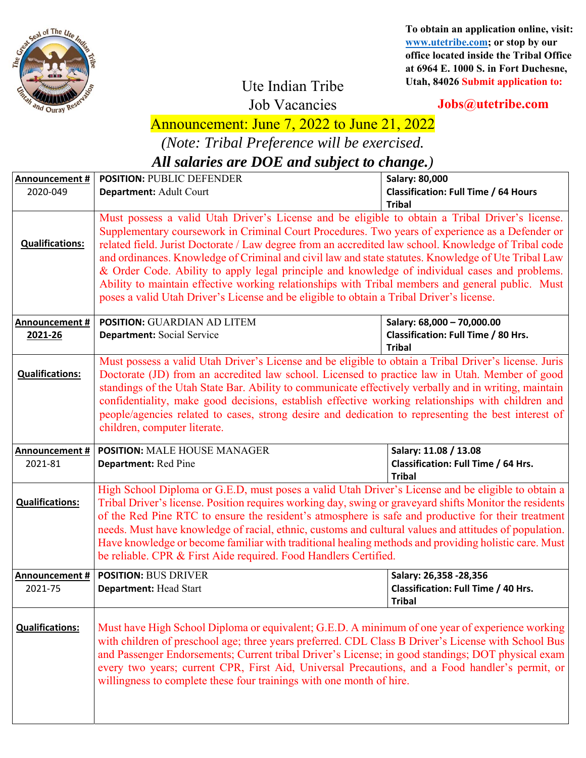To obtain an application online, visit: www.utetribe.com; or stop by our office located inside the Tribal Office at 6964 E. 1000 S. in Fort Duchesne, Utah, 84026 **Submit application to:**

**Jobs@utetribe.com**

# Ute Indian Tribe
## Job Vacancies

## Announcement: June 7, 2022 to June 21, 2022

*(Note: Tribal Preference will be exercised.*

***All salaries are DOE and subject to change.)***

| Announcement # | POSITION / Department | Salary / Classification |
|---|---|---|
| 2020-049 | **POSITION:** PUBLIC DEFENDER<br>**Department:** Adult Court | **Salary: 80,000**<br>**Classification: Full Time / 64 Hours Tribal** |
| **Qualifications:** | Must possess a valid Utah Driver's License and be eligible to obtain a Tribal Driver's license. Supplementary coursework in Criminal Court Procedures. Two years of experience as a Defender or related field. Jurist Doctorate / Law degree from an accredited law school. Knowledge of Tribal code and ordinances. Knowledge of Criminal and civil law and state statutes. Knowledge of Ute Tribal Law & Order Code. Ability to apply legal principle and knowledge of individual cases and problems. Ability to maintain effective working relationships with Tribal members and general public. Must poses a valid Utah Driver's License and be eligible to obtain a Tribal Driver's license. | |
| 2021-26 | **POSITION:** GUARDIAN AD LITEM<br>**Department:** Social Service | **Salary: 68,000 – 70,000.00**<br>**Classification: Full Time / 80 Hrs. Tribal** |
| **Qualifications:** | Must possess a valid Utah Driver's License and be eligible to obtain a Tribal Driver's license. Juris Doctorate (JD) from an accredited law school. Licensed to practice law in Utah. Member of good standings of the Utah State Bar. Ability to communicate effectively verbally and in writing, maintain confidentiality, make good decisions, establish effective working relationships with children and people/agencies related to cases, strong desire and dedication to representing the best interest of children, computer literate. | |
| 2021-81 | **POSITION:** MALE HOUSE MANAGER<br>**Department:** Red Pine | **Salary: 11.08 / 13.08**<br>**Classification: Full Time / 64 Hrs. Tribal** |
| **Qualifications:** | High School Diploma or G.E.D, must poses a valid Utah Driver's License and be eligible to obtain a Tribal Driver's license. Position requires working day, swing or graveyard shifts Monitor the residents of the Red Pine RTC to ensure the resident's atmosphere is safe and productive for their treatment needs. Must have knowledge of racial, ethnic, customs and cultural values and attitudes of population. Have knowledge or become familiar with traditional healing methods and providing holistic care. Must be reliable. CPR & First Aide required. Food Handlers Certified. | |
| 2021-75 | **POSITION:** BUS DRIVER<br>**Department:** Head Start | **Salary: 26,358 -28,356**<br>**Classification: Full Time / 40 Hrs. Tribal** |
| **Qualifications:** | Must have High School Diploma or equivalent; G.E.D. A minimum of one year of experience working with children of preschool age; three years preferred. CDL Class B Driver's License with School Bus and Passenger Endorsements; Current tribal Driver's License; in good standings; DOT physical exam every two years; current CPR, First Aid, Universal Precautions, and a Food handler's permit, or willingness to complete these four trainings with one month of hire. | |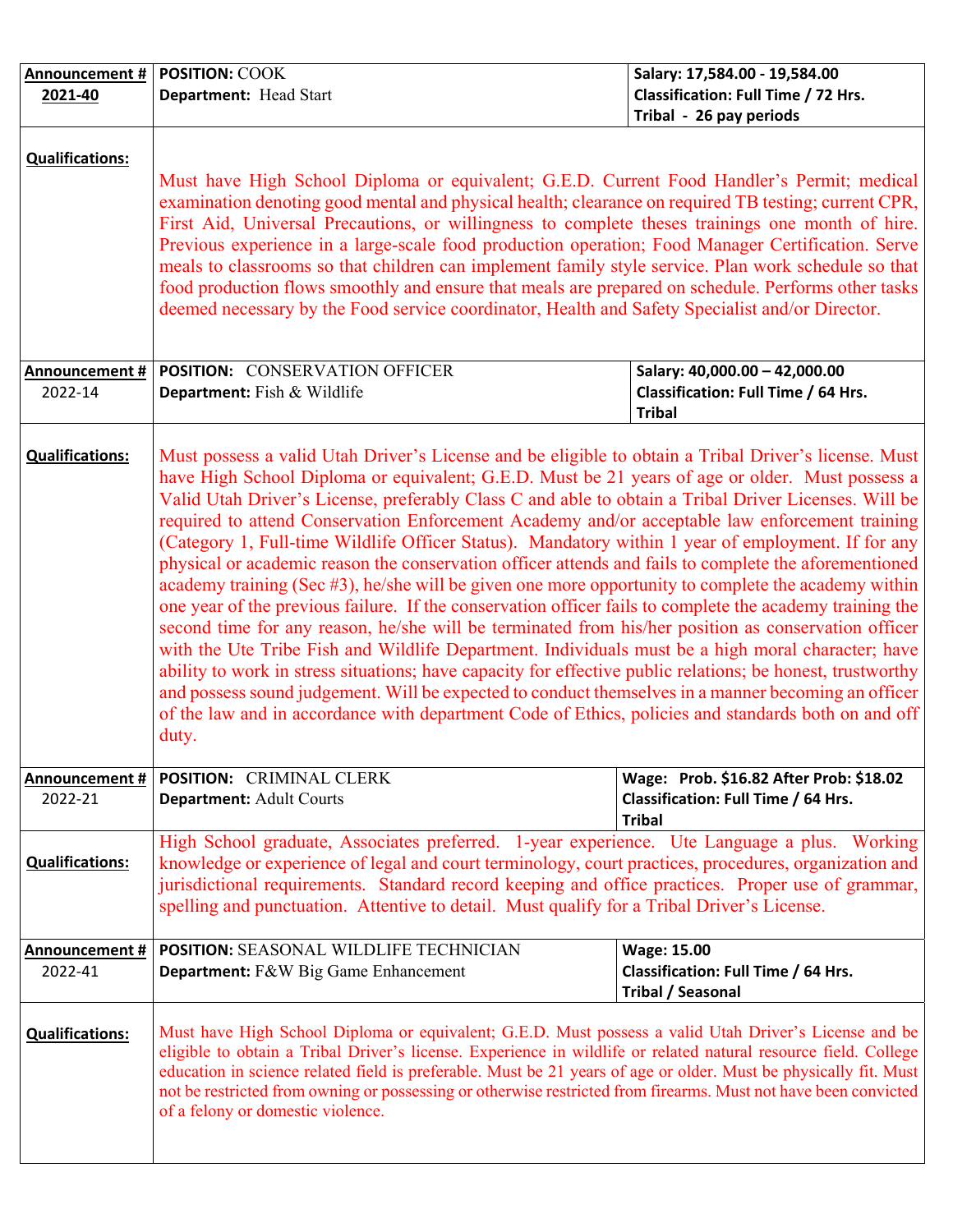| Announcement # | POSITION | Salary / Classification |
|---|---|---|
| **2021-40** | **POSITION:** COOK<br>**Department:** Head Start | **Salary: 17,584.00 - 19,584.00**<br>**Classification: Full Time / 72 Hrs.**<br>**Tribal - 26 pay periods** |
| **Qualifications:** | Must have High School Diploma or equivalent; G.E.D. Current Food Handler's Permit; medical examination denoting good mental and physical health; clearance on required TB testing; current CPR, First Aid, Universal Precautions, or willingness to complete theses trainings one month of hire. Previous experience in a large-scale food production operation; Food Manager Certification. Serve meals to classrooms so that children can implement family style service. Plan work schedule so that food production flows smoothly and ensure that meals are prepared on schedule. Performs other tasks deemed necessary by the Food service coordinator, Health and Safety Specialist and/or Director. | |
| 2022-14 | **POSITION:** CONSERVATION OFFICER<br>**Department:** Fish & Wildlife | **Salary: 40,000.00 – 42,000.00**<br>**Classification: Full Time / 64 Hrs.**<br>**Tribal** |
| **Qualifications:** | Must possess a valid Utah Driver's License and be eligible to obtain a Tribal Driver's license. Must have High School Diploma or equivalent; G.E.D. Must be 21 years of age or older. Must possess a Valid Utah Driver's License, preferably Class C and able to obtain a Tribal Driver Licenses. Will be required to attend Conservation Enforcement Academy and/or acceptable law enforcement training (Category 1, Full-time Wildlife Officer Status). Mandatory within 1 year of employment. If for any physical or academic reason the conservation officer attends and fails to complete the aforementioned academy training (Sec #3), he/she will be given one more opportunity to complete the academy within one year of the previous failure. If the conservation officer fails to complete the academy training the second time for any reason, he/she will be terminated from his/her position as conservation officer with the Ute Tribe Fish and Wildlife Department. Individuals must be a high moral character; have ability to work in stress situations; have capacity for effective public relations; be honest, trustworthy and possess sound judgement. Will be expected to conduct themselves in a manner becoming an officer of the law and in accordance with department Code of Ethics, policies and standards both on and off duty. | |
| 2022-21 | **POSITION:** CRIMINAL CLERK<br>**Department:** Adult Courts | **Wage: Prob. $16.82 After Prob: $18.02**<br>**Classification: Full Time / 64 Hrs.**<br>**Tribal** |
| **Qualifications:** | High School graduate, Associates preferred. 1-year experience. Ute Language a plus. Working knowledge or experience of legal and court terminology, court practices, procedures, organization and jurisdictional requirements. Standard record keeping and office practices. Proper use of grammar, spelling and punctuation. Attentive to detail. Must qualify for a Tribal Driver's License. | |
| 2022-41 | **POSITION:** SEASONAL WILDLIFE TECHNICIAN<br>**Department:** F&W Big Game Enhancement | **Wage: 15.00**<br>**Classification: Full Time / 64 Hrs.**<br>**Tribal / Seasonal** |
| **Qualifications:** | Must have High School Diploma or equivalent; G.E.D. Must possess a valid Utah Driver's License and be eligible to obtain a Tribal Driver's license. Experience in wildlife or related natural resource field. College education in science related field is preferable. Must be 21 years of age or older. Must be physically fit. Must not be restricted from owning or possessing or otherwise restricted from firearms. Must not have been convicted of a felony or domestic violence. | |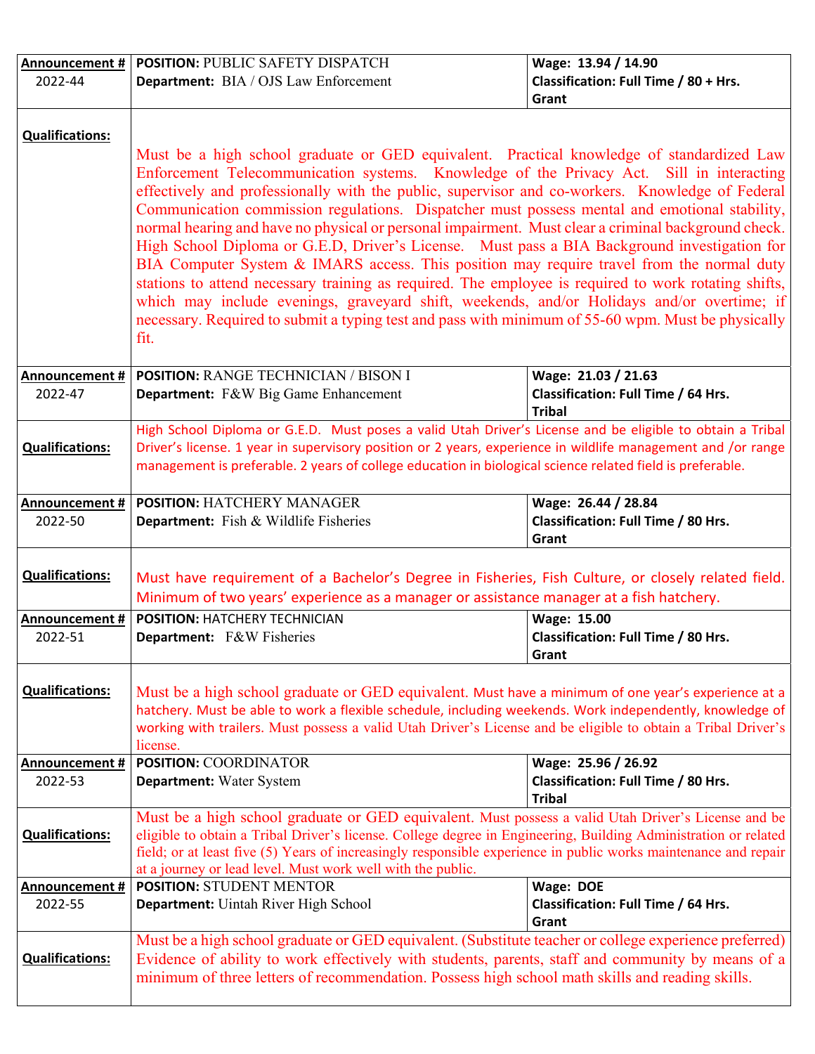| Announcement # | POSITION: PUBLIC SAFETY DISPATCH | Wage: 13.94 / 14.90 |
|---|---|---|
| 2022-44 | **Department:** BIA / OJS Law Enforcement | **Classification: Full Time / 80 + Hrs. Grant** |
| **Qualifications:** | Must be a high school graduate or GED equivalent. Practical knowledge of standardized Law Enforcement Telecommunication systems. Knowledge of the Privacy Act. Sill in interacting effectively and professionally with the public, supervisor and co-workers. Knowledge of Federal Communication commission regulations. Dispatcher must possess mental and emotional stability, normal hearing and have no physical or personal impairment. Must clear a criminal background check. High School Diploma or G.E.D, Driver's License. Must pass a BIA Background investigation for BIA Computer System & IMARS access. This position may require travel from the normal duty stations to attend necessary training as required. The employee is required to work rotating shifts, which may include evenings, graveyard shift, weekends, and/or Holidays and/or overtime; if necessary. Required to submit a typing test and pass with minimum of 55-60 wpm. Must be physically fit. | |

| Announcement # | POSITION: RANGE TECHNICIAN / BISON I | Wage: 21.03 / 21.63 |
|---|---|---|
| 2022-47 | **Department:** F&W Big Game Enhancement | **Classification: Full Time / 64 Hrs. Tribal** |
| **Qualifications:** | High School Diploma or G.E.D. Must poses a valid Utah Driver's License and be eligible to obtain a Tribal Driver's license. 1 year in supervisory position or 2 years, experience in wildlife management and /or range management is preferable. 2 years of college education in biological science related field is preferable. | |

| Announcement # | POSITION: HATCHERY MANAGER | Wage: 26.44 / 28.84 |
|---|---|---|
| 2022-50 | **Department:** Fish & Wildlife Fisheries | **Classification: Full Time / 80 Hrs. Grant** |
| **Qualifications:** | Must have requirement of a Bachelor's Degree in Fisheries, Fish Culture, or closely related field. Minimum of two years' experience as a manager or assistance manager at a fish hatchery. | |

| Announcement # | POSITION: HATCHERY TECHNICIAN | Wage: 15.00 |
|---|---|---|
| 2022-51 | **Department:** F&W Fisheries | **Classification: Full Time / 80 Hrs. Grant** |
| **Qualifications:** | Must be a high school graduate or GED equivalent. Must have a minimum of one year's experience at a hatchery. Must be able to work a flexible schedule, including weekends. Work independently, knowledge of working with trailers. Must possess a valid Utah Driver's License and be eligible to obtain a Tribal Driver's license. | |

| Announcement # | POSITION: COORDINATOR | Wage: 25.96 / 26.92 |
|---|---|---|
| 2022-53 | **Department:** Water System | **Classification: Full Time / 80 Hrs. Tribal** |
| **Qualifications:** | Must be a high school graduate or GED equivalent. Must possess a valid Utah Driver's License and be eligible to obtain a Tribal Driver's license. College degree in Engineering, Building Administration or related field; or at least five (5) Years of increasingly responsible experience in public works maintenance and repair at a journey or lead level. Must work well with the public. | |

| Announcement # | POSITION: STUDENT MENTOR | Wage: DOE |
|---|---|---|
| 2022-55 | **Department:** Uintah River High School | **Classification: Full Time / 64 Hrs. Grant** |
| **Qualifications:** | Must be a high school graduate or GED equivalent. (Substitute teacher or college experience preferred) Evidence of ability to work effectively with students, parents, staff and community by means of a minimum of three letters of recommendation. Possess high school math skills and reading skills. | |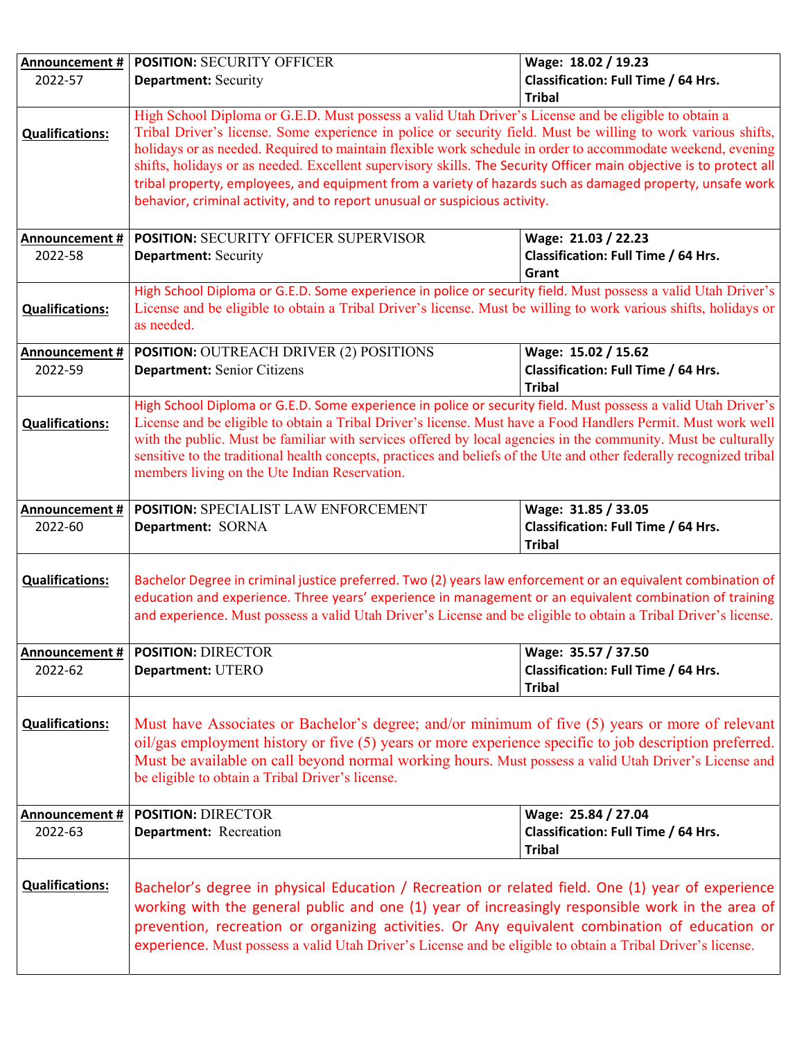| **Announcement #** 2022-57 | **POSITION:** SECURITY OFFICER<br>**Department:** Security | **Wage: 18.02 / 19.23**<br>**Classification: Full Time / 64 Hrs. Tribal** |
|---|---|---|
| **Qualifications:** | High School Diploma or G.E.D. Must possess a valid Utah Driver's License and be eligible to obtain a Tribal Driver's license. Some experience in police or security field. Must be willing to work various shifts, holidays or as needed. Required to maintain flexible work schedule in order to accommodate weekend, evening shifts, holidays or as needed. Excellent supervisory skills. The Security Officer main objective is to protect all tribal property, employees, and equipment from a variety of hazards such as damaged property, unsafe work behavior, criminal activity, and to report unusual or suspicious activity. | |
| **Announcement #** 2022-58 | **POSITION:** SECURITY OFFICER SUPERVISOR<br>**Department:** Security | **Wage: 21.03 / 22.23**<br>**Classification: Full Time / 64 Hrs. Grant** |
| **Qualifications:** | High School Diploma or G.E.D. Some experience in police or security field. Must possess a valid Utah Driver's License and be eligible to obtain a Tribal Driver's license. Must be willing to work various shifts, holidays or as needed. | |
| **Announcement #** 2022-59 | **POSITION:** OUTREACH DRIVER (2) POSITIONS<br>**Department:** Senior Citizens | **Wage: 15.02 / 15.62**<br>**Classification: Full Time / 64 Hrs. Tribal** |
| **Qualifications:** | High School Diploma or G.E.D. Some experience in police or security field. Must possess a valid Utah Driver's License and be eligible to obtain a Tribal Driver's license. Must have a Food Handlers Permit. Must work well with the public. Must be familiar with services offered by local agencies in the community. Must be culturally sensitive to the traditional health concepts, practices and beliefs of the Ute and other federally recognized tribal members living on the Ute Indian Reservation. | |
| **Announcement #** 2022-60 | **POSITION:** SPECIALIST LAW ENFORCEMENT<br>**Department:** SORNA | **Wage: 31.85 / 33.05**<br>**Classification: Full Time / 64 Hrs. Tribal** |
| **Qualifications:** | Bachelor Degree in criminal justice preferred. Two (2) years law enforcement or an equivalent combination of education and experience. Three years' experience in management or an equivalent combination of training and experience. Must possess a valid Utah Driver's License and be eligible to obtain a Tribal Driver's license. | |
| **Announcement #** 2022-62 | **POSITION:** DIRECTOR<br>**Department:** UTERO | **Wage: 35.57 / 37.50**<br>**Classification: Full Time / 64 Hrs. Tribal** |
| **Qualifications:** | Must have Associates or Bachelor's degree; and/or minimum of five (5) years or more of relevant oil/gas employment history or five (5) years or more experience specific to job description preferred. Must be available on call beyond normal working hours. Must possess a valid Utah Driver's License and be eligible to obtain a Tribal Driver's license. | |
| **Announcement #** 2022-63 | **POSITION:** DIRECTOR<br>**Department:** Recreation | **Wage: 25.84 / 27.04**<br>**Classification: Full Time / 64 Hrs. Tribal** |
| **Qualifications:** | Bachelor's degree in physical Education / Recreation or related field. One (1) year of experience working with the general public and one (1) year of increasingly responsible work in the area of prevention, recreation or organizing activities. Or Any equivalent combination of education or experience. Must possess a valid Utah Driver's License and be eligible to obtain a Tribal Driver's license. | |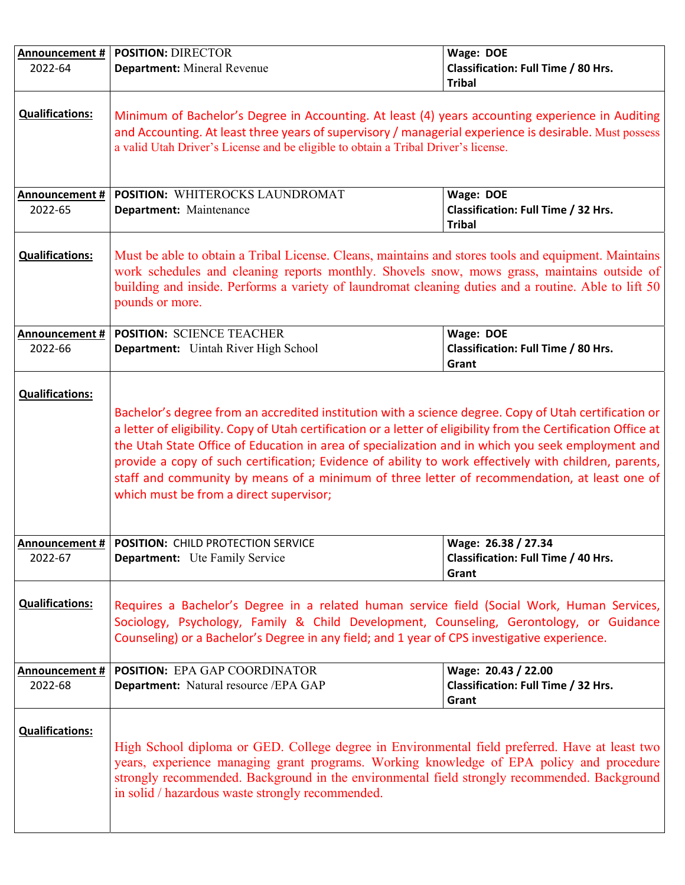| Announcement # | POSITION / Department | Wage / Classification |
|---|---|---|
| 2022-64 | **POSITION:** DIRECTOR<br>**Department:** Mineral Revenue | **Wage: DOE**<br>**Classification: Full Time / 80 Hrs.**<br>**Tribal** |
| **Qualifications:** | Minimum of Bachelor's Degree in Accounting. At least (4) years accounting experience in Auditing and Accounting. At least three years of supervisory / managerial experience is desirable. Must possess a valid Utah Driver's License and be eligible to obtain a Tribal Driver's license. | |
| 2022-65 | **POSITION:** WHITEROCKS LAUNDROMAT<br>**Department:** Maintenance | **Wage: DOE**<br>**Classification: Full Time / 32 Hrs.**<br>**Tribal** |
| **Qualifications:** | Must be able to obtain a Tribal License. Cleans, maintains and stores tools and equipment. Maintains work schedules and cleaning reports monthly. Shovels snow, mows grass, maintains outside of building and inside. Performs a variety of laundromat cleaning duties and a routine. Able to lift 50 pounds or more. | |
| 2022-66 | **POSITION:** SCIENCE TEACHER<br>**Department:** Uintah River High School | **Wage: DOE**<br>**Classification: Full Time / 80 Hrs.**<br>**Grant** |
| **Qualifications:** | Bachelor's degree from an accredited institution with a science degree. Copy of Utah certification or a letter of eligibility. Copy of Utah certification or a letter of eligibility from the Certification Office at the Utah State Office of Education in area of specialization and in which you seek employment and provide a copy of such certification; Evidence of ability to work effectively with children, parents, staff and community by means of a minimum of three letter of recommendation, at least one of which must be from a direct supervisor; | |
| 2022-67 | **POSITION:** CHILD PROTECTION SERVICE<br>**Department:** Ute Family Service | **Wage: 26.38 / 27.34**<br>**Classification: Full Time / 40 Hrs.**<br>**Grant** |
| **Qualifications:** | Requires a Bachelor's Degree in a related human service field (Social Work, Human Services, Sociology, Psychology, Family & Child Development, Counseling, Gerontology, or Guidance Counseling) or a Bachelor's Degree in any field; and 1 year of CPS investigative experience. | |
| 2022-68 | **POSITION:** EPA GAP COORDINATOR<br>**Department:** Natural resource /EPA GAP | **Wage: 20.43 / 22.00**<br>**Classification: Full Time / 32 Hrs.**<br>**Grant** |
| **Qualifications:** | High School diploma or GED. College degree in Environmental field preferred. Have at least two years, experience managing grant programs. Working knowledge of EPA policy and procedure strongly recommended. Background in the environmental field strongly recommended. Background in solid / hazardous waste strongly recommended. | |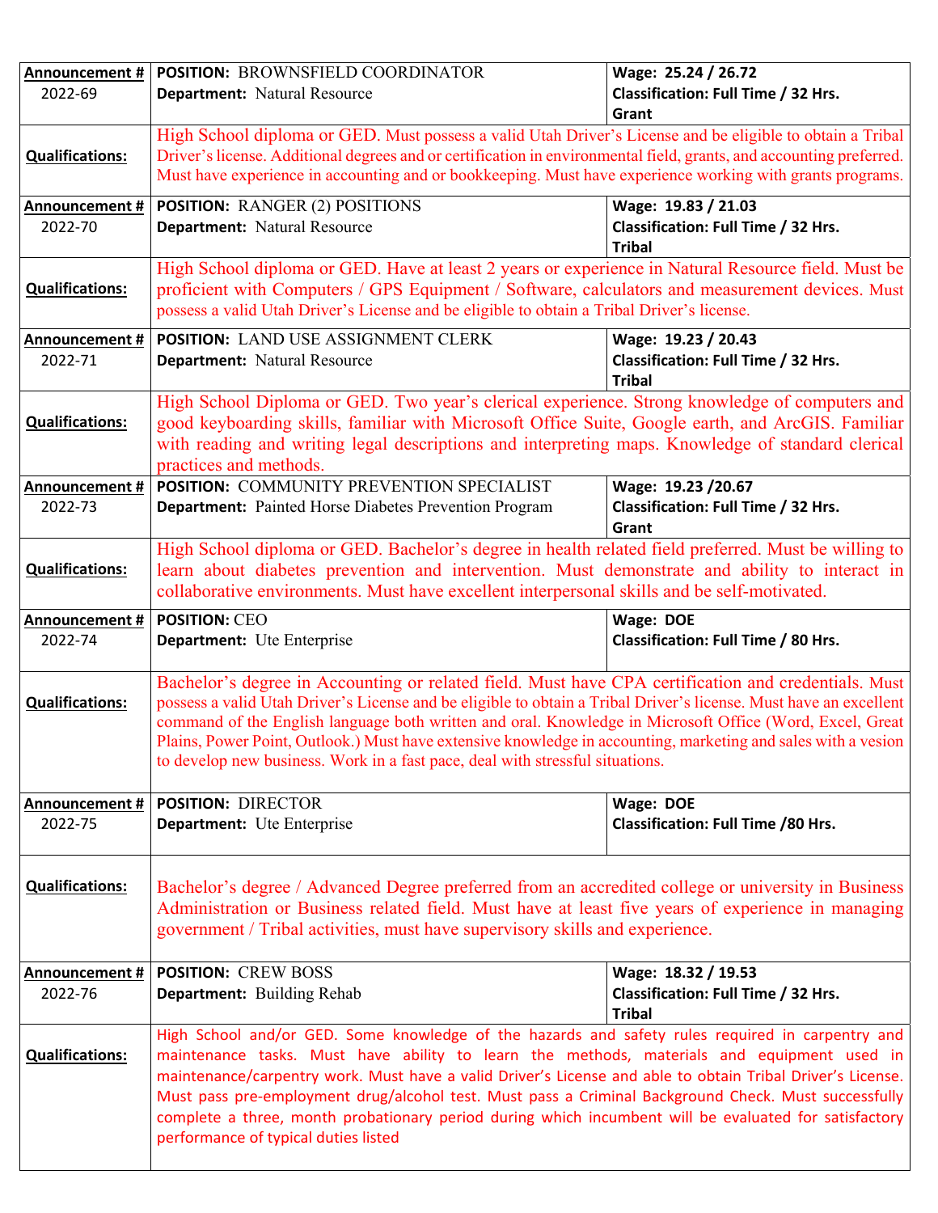| Announcement # | POSITION: BROWNSFIELD COORDINATOR | Wage: 25.24 / 26.72 |
|---|---|---|
| 2022-69 | **Department:** Natural Resource | **Classification: Full Time / 32 Hrs.** **Grant** |
| **Qualifications:** | High School diploma or GED. Must possess a valid Utah Driver's License and be eligible to obtain a Tribal Driver's license. Additional degrees and or certification in environmental field, grants, and accounting preferred. Must have experience in accounting and or bookkeeping. Must have experience working with grants programs. | |
| **Announcement #** 2022-70 | **POSITION:** RANGER (2) POSITIONS **Department:** Natural Resource | **Wage: 19.83 / 21.03** **Classification: Full Time / 32 Hrs.** **Tribal** |
| **Qualifications:** | High School diploma or GED. Have at least 2 years or experience in Natural Resource field. Must be proficient with Computers / GPS Equipment / Software, calculators and measurement devices. Must possess a valid Utah Driver's License and be eligible to obtain a Tribal Driver's license. | |
| **Announcement #** 2022-71 | **POSITION:** LAND USE ASSIGNMENT CLERK **Department:** Natural Resource | **Wage: 19.23 / 20.43** **Classification: Full Time / 32 Hrs.** **Tribal** |
| **Qualifications:** | High School Diploma or GED. Two year's clerical experience. Strong knowledge of computers and good keyboarding skills, familiar with Microsoft Office Suite, Google earth, and ArcGIS. Familiar with reading and writing legal descriptions and interpreting maps. Knowledge of standard clerical practices and methods. | |
| **Announcement #** 2022-73 | **POSITION:** COMMUNITY PREVENTION SPECIALIST **Department:** Painted Horse Diabetes Prevention Program | **Wage: 19.23 /20.67** **Classification: Full Time / 32 Hrs.** **Grant** |
| **Qualifications:** | High School diploma or GED. Bachelor's degree in health related field preferred. Must be willing to learn about diabetes prevention and intervention. Must demonstrate and ability to interact in collaborative environments. Must have excellent interpersonal skills and be self-motivated. | |
| **Announcement #** 2022-74 | **POSITION:** CEO **Department:** Ute Enterprise | **Wage: DOE** **Classification: Full Time / 80 Hrs.** |
| **Qualifications:** | Bachelor's degree in Accounting or related field. Must have CPA certification and credentials. Must possess a valid Utah Driver's License and be eligible to obtain a Tribal Driver's license. Must have an excellent command of the English language both written and oral. Knowledge in Microsoft Office (Word, Excel, Great Plains, Power Point, Outlook.) Must have extensive knowledge in accounting, marketing and sales with a vesion to develop new business. Work in a fast pace, deal with stressful situations. | |
| **Announcement #** 2022-75 | **POSITION:** DIRECTOR **Department:** Ute Enterprise | **Wage: DOE** **Classification: Full Time /80 Hrs.** |
| **Qualifications:** | Bachelor's degree / Advanced Degree preferred from an accredited college or university in Business Administration or Business related field. Must have at least five years of experience in managing government / Tribal activities, must have supervisory skills and experience. | |
| **Announcement #** 2022-76 | **POSITION:** CREW BOSS **Department:** Building Rehab | **Wage: 18.32 / 19.53** **Classification: Full Time / 32 Hrs.** **Tribal** |
| **Qualifications:** | High School and/or GED. Some knowledge of the hazards and safety rules required in carpentry and maintenance tasks. Must have ability to learn the methods, materials and equipment used in maintenance/carpentry work. Must have a valid Driver's License and able to obtain Tribal Driver's License. Must pass pre-employment drug/alcohol test. Must pass a Criminal Background Check. Must successfully complete a three, month probationary period during which incumbent will be evaluated for satisfactory performance of typical duties listed | |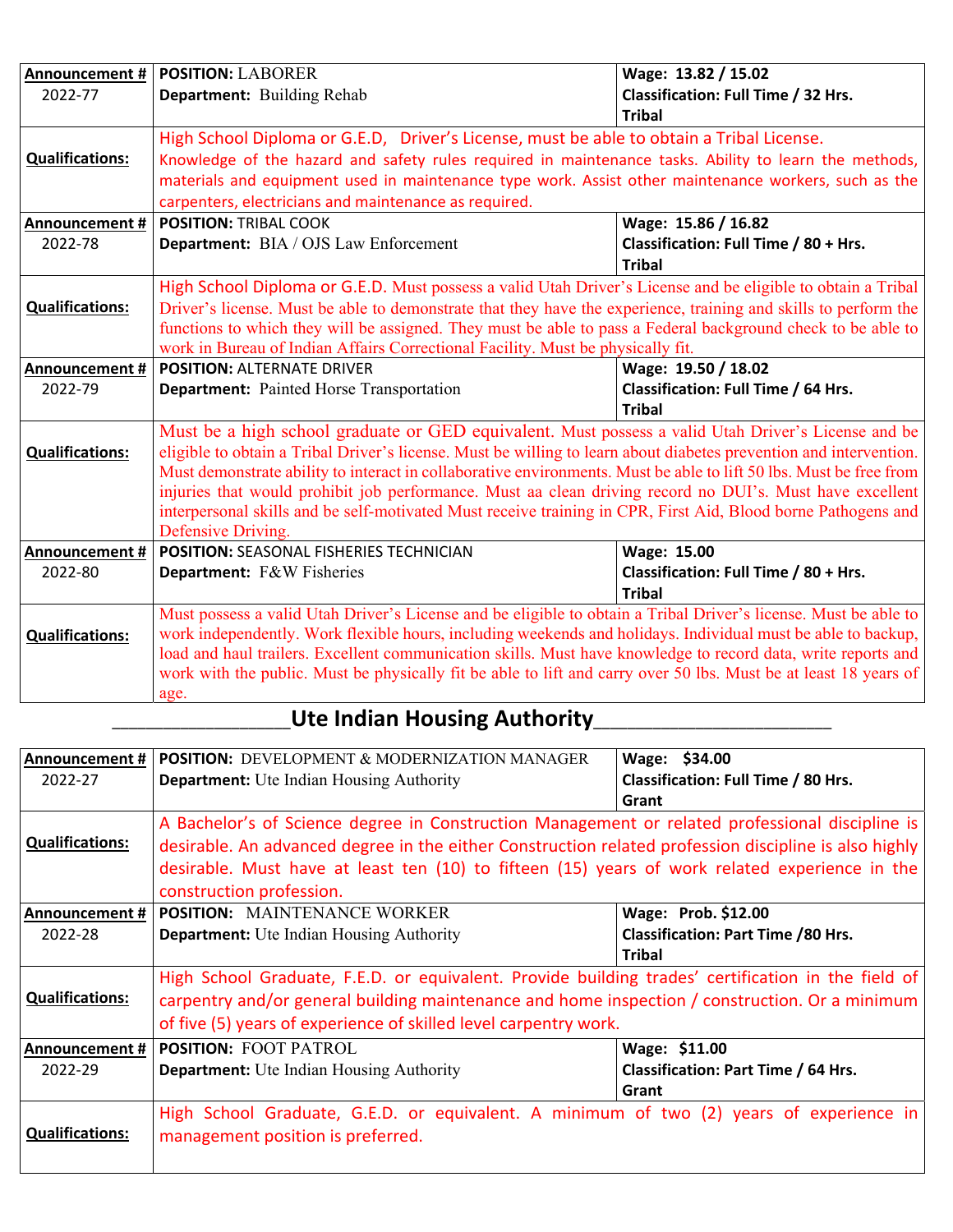| Announcement # | POSITION: LABORER | Wage: 13.82 / 15.02 |
|---|---|---|
| 2022-77 | **Department:** Building Rehab | **Classification: Full Time / 32 Hrs. Tribal** |
| **Qualifications:** | High School Diploma or G.E.D, Driver's License, must be able to obtain a Tribal License. Knowledge of the hazard and safety rules required in maintenance tasks. Ability to learn the methods, materials and equipment used in maintenance type work. Assist other maintenance workers, such as the carpenters, electricians and maintenance as required. | |
| **Announcement #** 2022-78 | **POSITION:** TRIBAL COOK **Department:** BIA / OJS Law Enforcement | **Wage: 15.86 / 16.82 Classification: Full Time / 80 + Hrs. Tribal** |
| **Qualifications:** | High School Diploma or G.E.D. Must possess a valid Utah Driver's License and be eligible to obtain a Tribal Driver's license. Must be able to demonstrate that they have the experience, training and skills to perform the functions to which they will be assigned. They must be able to pass a Federal background check to be able to work in Bureau of Indian Affairs Correctional Facility. Must be physically fit. | |
| **Announcement #** 2022-79 | **POSITION:** ALTERNATE DRIVER **Department:** Painted Horse Transportation | **Wage: 19.50 / 18.02 Classification: Full Time / 64 Hrs. Tribal** |
| **Qualifications:** | Must be a high school graduate or GED equivalent. Must possess a valid Utah Driver's License and be eligible to obtain a Tribal Driver's license. Must be willing to learn about diabetes prevention and intervention. Must demonstrate ability to interact in collaborative environments. Must be able to lift 50 lbs. Must be free from injuries that would prohibit job performance. Must aa clean driving record no DUI's. Must have excellent interpersonal skills and be self-motivated Must receive training in CPR, First Aid, Blood borne Pathogens and Defensive Driving. | |
| **Announcement #** 2022-80 | **POSITION:** SEASONAL FISHERIES TECHNICIAN **Department:** F&W Fisheries | **Wage: 15.00 Classification: Full Time / 80 + Hrs. Tribal** |
| **Qualifications:** | Must possess a valid Utah Driver's License and be eligible to obtain a Tribal Driver's license. Must be able to work independently. Work flexible hours, including weekends and holidays. Individual must be able to backup, load and haul trailers. Excellent communication skills. Must have knowledge to record data, write reports and work with the public. Must be physically fit be able to lift and carry over 50 lbs. Must be at least 18 years of age. | |

## Ute Indian Housing Authority

| Announcement # | POSITION: DEVELOPMENT & MODERNIZATION MANAGER | Wage: $34.00 |
|---|---|---|
| 2022-27 | **Department:** Ute Indian Housing Authority | **Classification: Full Time / 80 Hrs. Grant** |
| **Qualifications:** | A Bachelor's of Science degree in Construction Management or related professional discipline is desirable. An advanced degree in the either Construction related profession discipline is also highly desirable. Must have at least ten (10) to fifteen (15) years of work related experience in the construction profession. | |
| **Announcement #** 2022-28 | **POSITION:** MAINTENANCE WORKER **Department:** Ute Indian Housing Authority | **Wage: Prob. $12.00 Classification: Part Time /80 Hrs. Tribal** |
| **Qualifications:** | High School Graduate, F.E.D. or equivalent. Provide building trades' certification in the field of carpentry and/or general building maintenance and home inspection / construction. Or a minimum of five (5) years of experience of skilled level carpentry work. | |
| **Announcement #** 2022-29 | **POSITION:** FOOT PATROL **Department:** Ute Indian Housing Authority | **Wage: $11.00 Classification: Part Time / 64 Hrs. Grant** |
| **Qualifications:** | High School Graduate, G.E.D. or equivalent. A minimum of two (2) years of experience in management position is preferred. | |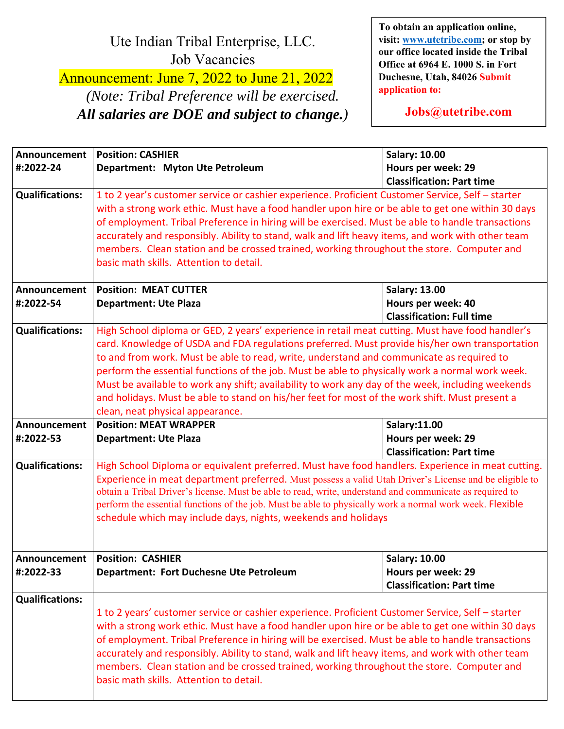# Ute Indian Tribal Enterprise, LLC.
## Job Vacancies
## Announcement: June 7, 2022 to June 21, 2022

*(Note: Tribal Preference will be exercised.*
***All salaries are DOE and subject to change.)***

**To obtain an application online, visit: www.utetribe.com; or stop by our office located inside the Tribal Office at 6964 E. 1000 S. in Fort Duchesne, Utah, 84026 Submit application to:**

**Jobs@utetribe.com**

| | | |
|---|---|---|
| **Announcement #:2022-24** | **Position: CASHIER**<br>**Department: Myton Ute Petroleum** | **Salary: 10.00**<br>**Hours per week: 29**<br>**Classification: Part time** |
| **Qualifications:** | 1 to 2 year's customer service or cashier experience. Proficient Customer Service, Self – starter with a strong work ethic. Must have a food handler upon hire or be able to get one within 30 days of employment. Tribal Preference in hiring will be exercised. Must be able to handle transactions accurately and responsibly. Ability to stand, walk and lift heavy items, and work with other team members. Clean station and be crossed trained, working throughout the store. Computer and basic math skills. Attention to detail. | |
| **Announcement #:2022-54** | **Position: MEAT CUTTER**<br>**Department: Ute Plaza** | **Salary: 13.00**<br>**Hours per week: 40**<br>**Classification: Full time** |
| **Qualifications:** | High School diploma or GED, 2 years' experience in retail meat cutting. Must have food handler's card. Knowledge of USDA and FDA regulations preferred. Must provide his/her own transportation to and from work. Must be able to read, write, understand and communicate as required to perform the essential functions of the job. Must be able to physically work a normal work week. Must be available to work any shift; availability to work any day of the week, including weekends and holidays. Must be able to stand on his/her feet for most of the work shift. Must present a clean, neat physical appearance. | |
| **Announcement #:2022-53** | **Position: MEAT WRAPPER**<br>**Department: Ute Plaza** | **Salary:11.00**<br>**Hours per week: 29**<br>**Classification: Part time** |
| **Qualifications:** | High School Diploma or equivalent preferred. Must have food handlers. Experience in meat cutting. Experience in meat department preferred. Must possess a valid Utah Driver's License and be eligible to obtain a Tribal Driver's license. Must be able to read, write, understand and communicate as required to perform the essential functions of the job. Must be able to physically work a normal work week. Flexible schedule which may include days, nights, weekends and holidays | |
| **Announcement #:2022-33** | **Position: CASHIER**<br>**Department: Fort Duchesne Ute Petroleum** | **Salary: 10.00**<br>**Hours per week: 29**<br>**Classification: Part time** |
| **Qualifications:** | 1 to 2 years' customer service or cashier experience. Proficient Customer Service, Self – starter with a strong work ethic. Must have a food handler upon hire or be able to get one within 30 days of employment. Tribal Preference in hiring will be exercised. Must be able to handle transactions accurately and responsibly. Ability to stand, walk and lift heavy items, and work with other team members. Clean station and be crossed trained, working throughout the store. Computer and basic math skills. Attention to detail. | |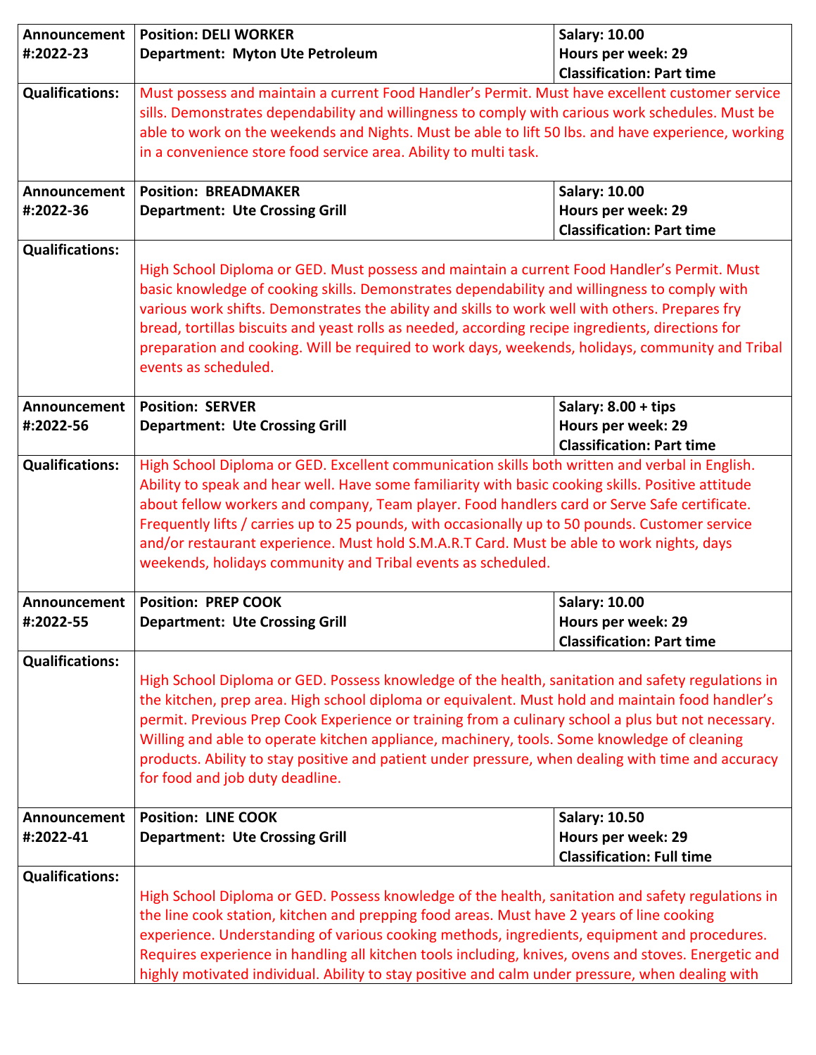| Announcement #:2022-23 | Position: DELI WORKER<br>Department: Myton Ute Petroleum | Salary: 10.00<br>Hours per week: 29<br>Classification: Part time |
|---|---|---|
| Qualifications: | Must possess and maintain a current Food Handler's Permit. Must have excellent customer service sills. Demonstrates dependability and willingness to comply with carious work schedules. Must be able to work on the weekends and Nights. Must be able to lift 50 lbs. and have experience, working in a convenience store food service area. Ability to multi task. | |
| Announcement #:2022-36 | Position: BREADMAKER<br>Department: Ute Crossing Grill | Salary: 10.00<br>Hours per week: 29<br>Classification: Part time |
| Qualifications: | High School Diploma or GED. Must possess and maintain a current Food Handler's Permit. Must basic knowledge of cooking skills. Demonstrates dependability and willingness to comply with various work shifts. Demonstrates the ability and skills to work well with others. Prepares fry bread, tortillas biscuits and yeast rolls as needed, according recipe ingredients, directions for preparation and cooking. Will be required to work days, weekends, holidays, community and Tribal events as scheduled. | |
| Announcement #:2022-56 | Position: SERVER<br>Department: Ute Crossing Grill | Salary: 8.00 + tips<br>Hours per week: 29<br>Classification: Part time |
| Qualifications: | High School Diploma or GED. Excellent communication skills both written and verbal in English. Ability to speak and hear well. Have some familiarity with basic cooking skills. Positive attitude about fellow workers and company, Team player. Food handlers card or Serve Safe certificate. Frequently lifts / carries up to 25 pounds, with occasionally up to 50 pounds. Customer service and/or restaurant experience. Must hold S.M.A.R.T Card. Must be able to work nights, days weekends, holidays community and Tribal events as scheduled. | |
| Announcement #:2022-55 | Position: PREP COOK<br>Department: Ute Crossing Grill | Salary: 10.00<br>Hours per week: 29<br>Classification: Part time |
| Qualifications: | High School Diploma or GED. Possess knowledge of the health, sanitation and safety regulations in the kitchen, prep area. High school diploma or equivalent. Must hold and maintain food handler's permit. Previous Prep Cook Experience or training from a culinary school a plus but not necessary. Willing and able to operate kitchen appliance, machinery, tools. Some knowledge of cleaning products. Ability to stay positive and patient under pressure, when dealing with time and accuracy for food and job duty deadline. | |
| Announcement #:2022-41 | Position: LINE COOK<br>Department: Ute Crossing Grill | Salary: 10.50<br>Hours per week: 29<br>Classification: Full time |
| Qualifications: | High School Diploma or GED. Possess knowledge of the health, sanitation and safety regulations in the line cook station, kitchen and prepping food areas. Must have 2 years of line cooking experience. Understanding of various cooking methods, ingredients, equipment and procedures. Requires experience in handling all kitchen tools including, knives, ovens and stoves. Energetic and highly motivated individual. Ability to stay positive and calm under pressure, when dealing with | |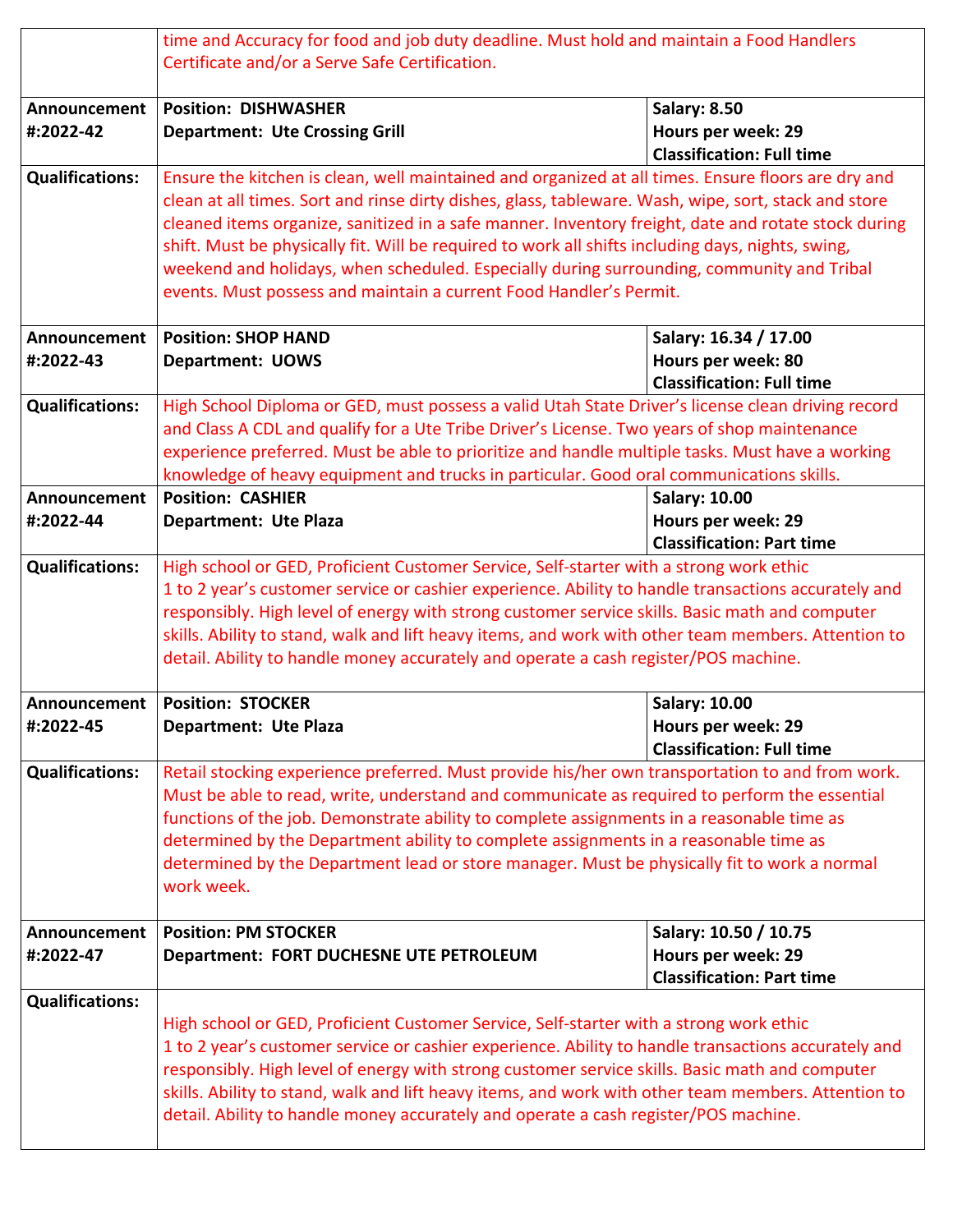| | | |
|---|---|---|
| | time and Accuracy for food and job duty deadline. Must hold and maintain a Food Handlers Certificate and/or a Serve Safe Certification. | |
| **Announcement #:2022-42** | **Position: DISHWASHER**<br>**Department: Ute Crossing Grill** | **Salary: 8.50**<br>**Hours per week: 29**<br>**Classification: Full time** |
| **Qualifications:** | Ensure the kitchen is clean, well maintained and organized at all times. Ensure floors are dry and clean at all times. Sort and rinse dirty dishes, glass, tableware. Wash, wipe, sort, stack and store cleaned items organize, sanitized in a safe manner. Inventory freight, date and rotate stock during shift. Must be physically fit. Will be required to work all shifts including days, nights, swing, weekend and holidays, when scheduled. Especially during surrounding, community and Tribal events. Must possess and maintain a current Food Handler's Permit. | |
| **Announcement #:2022-43** | **Position: SHOP HAND**<br>**Department: UOWS** | **Salary: 16.34 / 17.00**<br>**Hours per week: 80**<br>**Classification: Full time** |
| **Qualifications:** | High School Diploma or GED, must possess a valid Utah State Driver's license clean driving record and Class A CDL and qualify for a Ute Tribe Driver's License. Two years of shop maintenance experience preferred. Must be able to prioritize and handle multiple tasks. Must have a working knowledge of heavy equipment and trucks in particular. Good oral communications skills. | |
| **Announcement #:2022-44** | **Position: CASHIER**<br>**Department: Ute Plaza** | **Salary: 10.00**<br>**Hours per week: 29**<br>**Classification: Part time** |
| **Qualifications:** | High school or GED, Proficient Customer Service, Self-starter with a strong work ethic 1 to 2 year's customer service or cashier experience. Ability to handle transactions accurately and responsibly. High level of energy with strong customer service skills. Basic math and computer skills. Ability to stand, walk and lift heavy items, and work with other team members. Attention to detail. Ability to handle money accurately and operate a cash register/POS machine. | |
| **Announcement #:2022-45** | **Position: STOCKER**<br>**Department: Ute Plaza** | **Salary: 10.00**<br>**Hours per week: 29**<br>**Classification: Full time** |
| **Qualifications:** | Retail stocking experience preferred. Must provide his/her own transportation to and from work. Must be able to read, write, understand and communicate as required to perform the essential functions of the job. Demonstrate ability to complete assignments in a reasonable time as determined by the Department ability to complete assignments in a reasonable time as determined by the Department lead or store manager. Must be physically fit to work a normal work week. | |
| **Announcement #:2022-47** | **Position: PM STOCKER**<br>**Department: FORT DUCHESNE UTE PETROLEUM** | **Salary: 10.50 / 10.75**<br>**Hours per week: 29**<br>**Classification: Part time** |
| **Qualifications:** | High school or GED, Proficient Customer Service, Self-starter with a strong work ethic 1 to 2 year's customer service or cashier experience. Ability to handle transactions accurately and responsibly. High level of energy with strong customer service skills. Basic math and computer skills. Ability to stand, walk and lift heavy items, and work with other team members. Attention to detail. Ability to handle money accurately and operate a cash register/POS machine. | |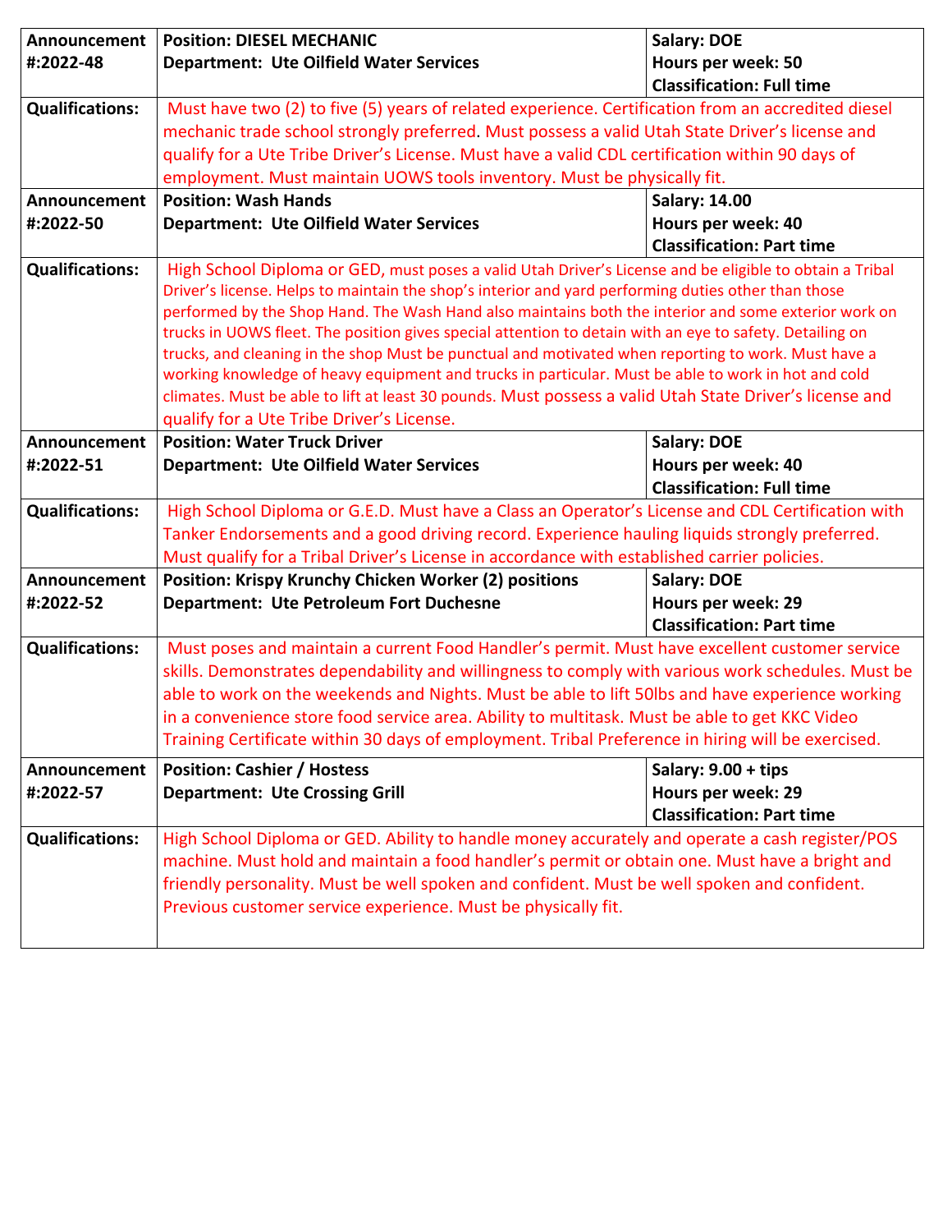| | | |
|---|---|---|
| **Announcement #:2022-48** | **Position: DIESEL MECHANIC**<br>**Department: Ute Oilfield Water Services** | **Salary: DOE**<br>**Hours per week: 50**<br>**Classification: Full time** |
| **Qualifications:** | Must have two (2) to five (5) years of related experience. Certification from an accredited diesel mechanic trade school strongly preferred. Must possess a valid Utah State Driver's license and qualify for a Ute Tribe Driver's License. Must have a valid CDL certification within 90 days of employment. Must maintain UOWS tools inventory. Must be physically fit. | |
| **Announcement #:2022-50** | **Position: Wash Hands**<br>**Department: Ute Oilfield Water Services** | **Salary: 14.00**<br>**Hours per week: 40**<br>**Classification: Part time** |
| **Qualifications:** | High School Diploma or GED, must poses a valid Utah Driver's License and be eligible to obtain a Tribal Driver's license. Helps to maintain the shop's interior and yard performing duties other than those performed by the Shop Hand. The Wash Hand also maintains both the interior and some exterior work on trucks in UOWS fleet. The position gives special attention to detain with an eye to safety. Detailing on trucks, and cleaning in the shop Must be punctual and motivated when reporting to work. Must have a working knowledge of heavy equipment and trucks in particular. Must be able to work in hot and cold climates. Must be able to lift at least 30 pounds. Must possess a valid Utah State Driver's license and qualify for a Ute Tribe Driver's License. | |
| **Announcement #:2022-51** | **Position: Water Truck Driver**<br>**Department: Ute Oilfield Water Services** | **Salary: DOE**<br>**Hours per week: 40**<br>**Classification: Full time** |
| **Qualifications:** | High School Diploma or G.E.D. Must have a Class an Operator's License and CDL Certification with Tanker Endorsements and a good driving record. Experience hauling liquids strongly preferred. Must qualify for a Tribal Driver's License in accordance with established carrier policies. | |
| **Announcement #:2022-52** | **Position: Krispy Krunchy Chicken Worker (2) positions**<br>**Department: Ute Petroleum Fort Duchesne** | **Salary: DOE**<br>**Hours per week: 29**<br>**Classification: Part time** |
| **Qualifications:** | Must poses and maintain a current Food Handler's permit. Must have excellent customer service skills. Demonstrates dependability and willingness to comply with various work schedules. Must be able to work on the weekends and Nights. Must be able to lift 50lbs and have experience working in a convenience store food service area. Ability to multitask. Must be able to get KKC Video Training Certificate within 30 days of employment. Tribal Preference in hiring will be exercised. | |
| **Announcement #:2022-57** | **Position: Cashier / Hostess**<br>**Department: Ute Crossing Grill** | **Salary: 9.00 + tips**<br>**Hours per week: 29**<br>**Classification: Part time** |
| **Qualifications:** | High School Diploma or GED. Ability to handle money accurately and operate a cash register/POS machine. Must hold and maintain a food handler's permit or obtain one. Must have a bright and friendly personality. Must be well spoken and confident. Must be well spoken and confident. Previous customer service experience. Must be physically fit. | |